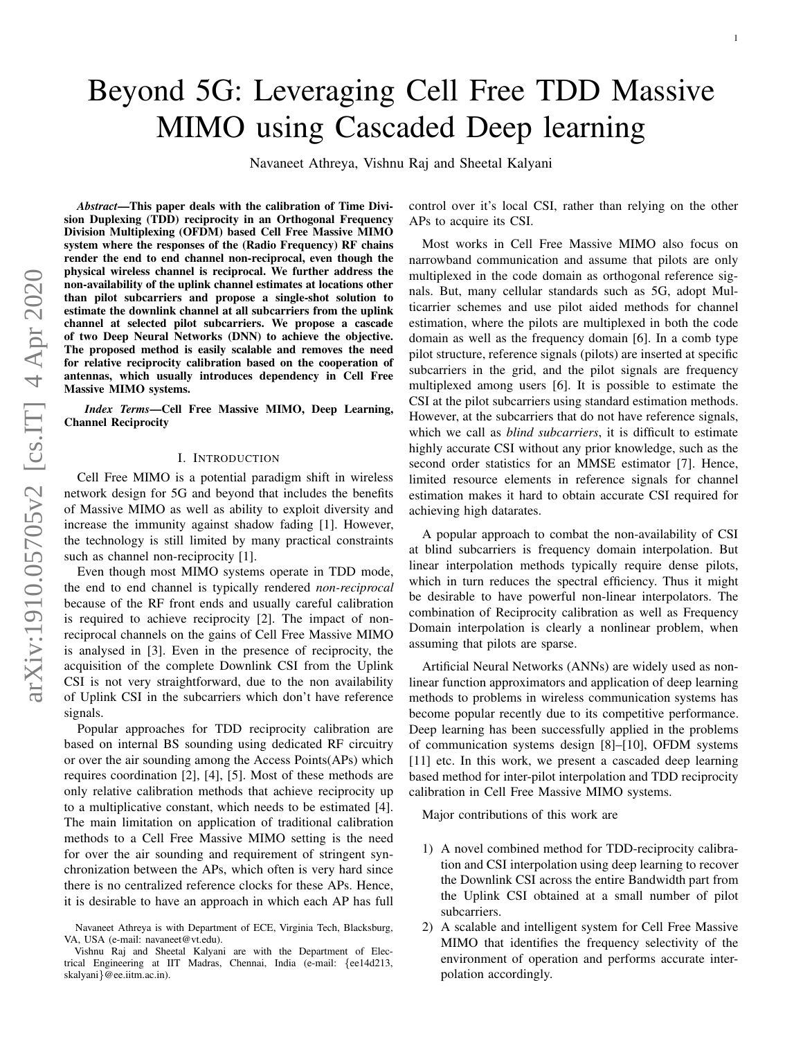# Beyond 5G: Leveraging Cell Free TDD Massive MIMO using Cascaded Deep learning

Navaneet Athreya, Vishnu Raj and Sheetal Kalyani

***Abstract*—This paper deals with the calibration of Time Division Duplexing (TDD) reciprocity in an Orthogonal Frequency Division Multiplexing (OFDM) based Cell Free Massive MIMO system where the responses of the (Radio Frequency) RF chains render the end to end channel non-reciprocal, even though the physical wireless channel is reciprocal. We further address the non-availability of the uplink channel estimates at locations other than pilot subcarriers and propose a single-shot solution to estimate the downlink channel at all subcarriers from the uplink channel at selected pilot subcarriers. We propose a cascade of two Deep Neural Networks (DNN) to achieve the objective. The proposed method is easily scalable and removes the need for relative reciprocity calibration based on the cooperation of antennas, which usually introduces dependency in Cell Free Massive MIMO systems.**

***Index Terms*—Cell Free Massive MIMO, Deep Learning, Channel Reciprocity**

## I. Introduction

Cell Free MIMO is a potential paradigm shift in wireless network design for 5G and beyond that includes the benefits of Massive MIMO as well as ability to exploit diversity and increase the immunity against shadow fading [1]. However, the technology is still limited by many practical constraints such as channel non-reciprocity [1].

Even though most MIMO systems operate in TDD mode, the end to end channel is typically rendered *non-reciprocal* because of the RF front ends and usually careful calibration is required to achieve reciprocity [2]. The impact of non-reciprocal channels on the gains of Cell Free Massive MIMO is analysed in [3]. Even in the presence of reciprocity, the acquisition of the complete Downlink CSI from the Uplink CSI is not very straightforward, due to the non availability of Uplink CSI in the subcarriers which don't have reference signals.

Popular approaches for TDD reciprocity calibration are based on internal BS sounding using dedicated RF circuitry or over the air sounding among the Access Points(APs) which requires coordination [2], [4], [5]. Most of these methods are only relative calibration methods that achieve reciprocity up to a multiplicative constant, which needs to be estimated [4]. The main limitation on application of traditional calibration methods to a Cell Free Massive MIMO setting is the need for over the air sounding and requirement of stringent synchronization between the APs, which often is very hard since there is no centralized reference clocks for these APs. Hence, it is desirable to have an approach in which each AP has full control over it's local CSI, rather than relying on the other APs to acquire its CSI.

Most works in Cell Free Massive MIMO also focus on narrowband communication and assume that pilots are only multiplexed in the code domain as orthogonal reference signals. But, many cellular standards such as 5G, adopt Multicarrier schemes and use pilot aided methods for channel estimation, where the pilots are multiplexed in both the code domain as well as the frequency domain [6]. In a comb type pilot structure, reference signals (pilots) are inserted at specific subcarriers in the grid, and the pilot signals are frequency multiplexed among users [6]. It is possible to estimate the CSI at the pilot subcarriers using standard estimation methods. However, at the subcarriers that do not have reference signals, which we call as *blind subcarriers*, it is difficult to estimate highly accurate CSI without any prior knowledge, such as the second order statistics for an MMSE estimator [7]. Hence, limited resource elements in reference signals for channel estimation makes it hard to obtain accurate CSI required for achieving high datarates.

A popular approach to combat the non-availability of CSI at blind subcarriers is frequency domain interpolation. But linear interpolation methods typically require dense pilots, which in turn reduces the spectral efficiency. Thus it might be desirable to have powerful non-linear interpolators. The combination of Reciprocity calibration as well as Frequency Domain interpolation is clearly a nonlinear problem, when assuming that pilots are sparse.

Artificial Neural Networks (ANNs) are widely used as non-linear function approximators and application of deep learning methods to problems in wireless communication systems has become popular recently due to its competitive performance. Deep learning has been successfully applied in the problems of communication systems design [8]–[10], OFDM systems [11] etc. In this work, we present a cascaded deep learning based method for inter-pilot interpolation and TDD reciprocity calibration in Cell Free Massive MIMO systems.

Major contributions of this work are

1) A novel combined method for TDD-reciprocity calibration and CSI interpolation using deep learning to recover the Downlink CSI across the entire Bandwidth part from the Uplink CSI obtained at a small number of pilot subcarriers.
2) A scalable and intelligent system for Cell Free Massive MIMO that identifies the frequency selectivity of the environment of operation and performs accurate interpolation accordingly.

Navaneet Athreya is with Department of ECE, Virginia Tech, Blacksburg, VA, USA (e-mail: navaneet@vt.edu).

Vishnu Raj and Sheetal Kalyani are with the Department of Electrical Engineering at IIT Madras, Chennai, India (e-mail: {ee14d213, skalyani}@ee.iitm.ac.in).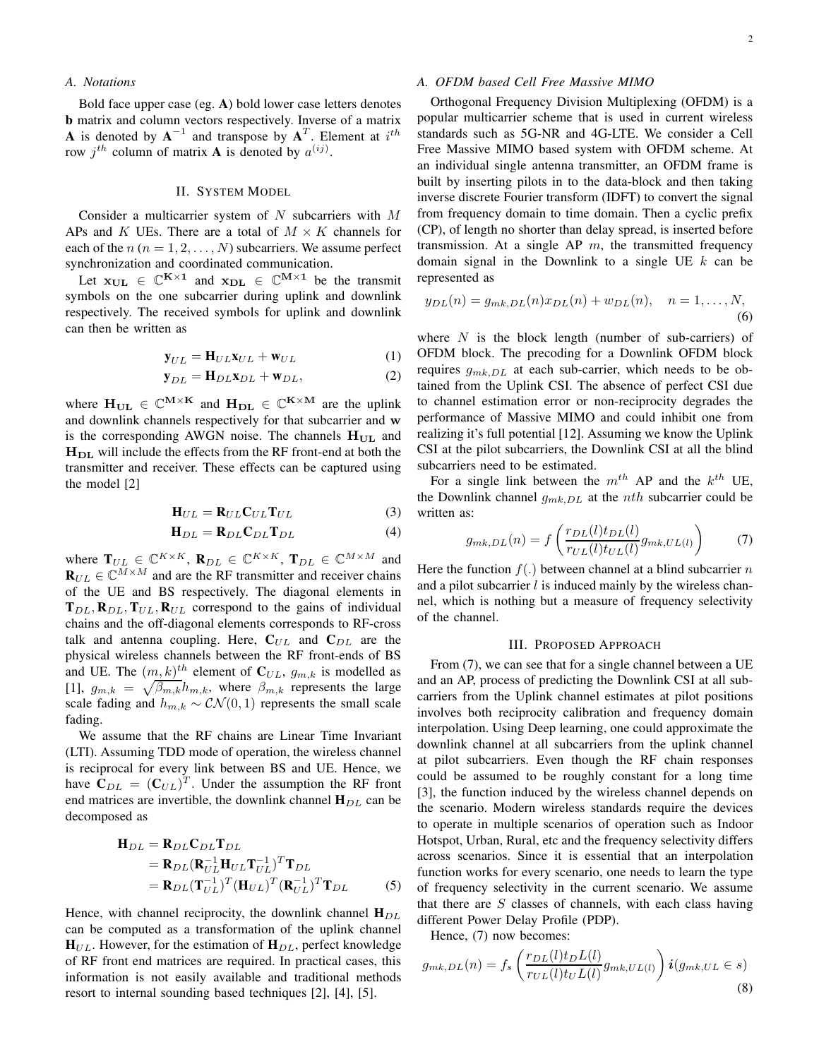### A. Notations

Bold face upper case (eg. $\mathbf{A}$) bold lower case letters denotes $\mathbf{b}$ matrix and column vectors respectively. Inverse of a matrix $\mathbf{A}$ is denoted by $\mathbf{A}^{-1}$ and transpose by $\mathbf{A}^{T}$. Element at $i^{th}$ row $j^{th}$ column of matrix $\mathbf{A}$ is denoted by $a^{(ij)}$.

## II. System Model

Consider a multicarrier system of $N$ subcarriers with $M$ APs and $K$ UEs. There are a total of $M \times K$ channels for each of the $n$ $(n = 1, 2, \dots, N)$ subcarriers. We assume perfect synchronization and coordinated communication.

Let $\mathbf{x_{UL}} \in \mathbb{C}^{\mathbf{K}\times\mathbf{1}}$ and $\mathbf{x_{DL}} \in \mathbb{C}^{\mathbf{M}\times\mathbf{1}}$ be the transmit symbols on the one subcarrier during uplink and downlink respectively. The received symbols for uplink and downlink can then be written as

$$\mathbf{y}_{UL} = \mathbf{H}_{UL}\mathbf{x}_{UL} + \mathbf{w}_{UL} \tag{1}$$

$$\mathbf{y}_{DL} = \mathbf{H}_{DL}\mathbf{x}_{DL} + \mathbf{w}_{DL}, \tag{2}$$

where $\mathbf{H_{UL}} \in \mathbb{C}^{\mathbf{M}\times\mathbf{K}}$ and $\mathbf{H_{DL}} \in \mathbb{C}^{\mathbf{K}\times\mathbf{M}}$ are the uplink and downlink channels respectively for that subcarrier and $\mathbf{w}$ is the corresponding AWGN noise. The channels $\mathbf{H_{UL}}$ and $\mathbf{H_{DL}}$ will include the effects from the RF front-end at both the transmitter and receiver. These effects can be captured using the model [2]

$$\mathbf{H}_{UL} = \mathbf{R}_{UL}\mathbf{C}_{UL}\mathbf{T}_{UL} \tag{3}$$

$$\mathbf{H}_{DL} = \mathbf{R}_{DL}\mathbf{C}_{DL}\mathbf{T}_{DL} \tag{4}$$

where $\mathbf{T}_{UL} \in \mathbb{C}^{K\times K}$, $\mathbf{R}_{DL} \in \mathbb{C}^{K\times K}$, $\mathbf{T}_{DL} \in \mathbb{C}^{M\times M}$ and $\mathbf{R}_{UL} \in \mathbb{C}^{M\times M}$ and are the RF transmitter and receiver chains of the UE and BS respectively. The diagonal elements in $\mathbf{T}_{DL}, \mathbf{R}_{DL}, \mathbf{T}_{UL}, \mathbf{R}_{UL}$ correspond to the gains of individual chains and the off-diagonal elements corresponds to RF-cross talk and antenna coupling. Here, $\mathbf{C}_{UL}$ and $\mathbf{C}_{DL}$ are the physical wireless channels between the RF front-ends of BS and UE. The $(m,k)^{th}$ element of $\mathbf{C}_{UL}$, $g_{m,k}$ is modelled as [1], $g_{m,k} = \sqrt{\beta_{m,k}}h_{m,k}$, where $\beta_{m,k}$ represents the large scale fading and $h_{m,k} \sim \mathcal{CN}(0,1)$ represents the small scale fading.

We assume that the RF chains are Linear Time Invariant (LTI). Assuming TDD mode of operation, the wireless channel is reciprocal for every link between BS and UE. Hence, we have $\mathbf{C}_{DL} = (\mathbf{C}_{UL})^{T}$. Under the assumption the RF front end matrices are invertible, the downlink channel $\mathbf{H}_{DL}$ can be decomposed as

$$\begin{aligned}
\mathbf{H}_{DL} &= \mathbf{R}_{DL}\mathbf{C}_{DL}\mathbf{T}_{DL} \\
&= \mathbf{R}_{DL}(\mathbf{R}_{UL}^{-1}\mathbf{H}_{UL}\mathbf{T}_{UL}^{-1})^{T}\mathbf{T}_{DL} \\
&= \mathbf{R}_{DL}(\mathbf{T}_{UL}^{-1})^{T}(\mathbf{H}_{UL})^{T}(\mathbf{R}_{UL}^{-1})^{T}\mathbf{T}_{DL}
\end{aligned} \tag{5}$$

Hence, with channel reciprocity, the downlink channel $\mathbf{H}_{DL}$ can be computed as a transformation of the uplink channel $\mathbf{H}_{UL}$. However, for the estimation of $\mathbf{H}_{DL}$, perfect knowledge of RF front end matrices are required. In practical cases, this information is not easily available and traditional methods resort to internal sounding based techniques [2], [4], [5].

### A. OFDM based Cell Free Massive MIMO

Orthogonal Frequency Division Multiplexing (OFDM) is a popular multicarrier scheme that is used in current wireless standards such as 5G-NR and 4G-LTE. We consider a Cell Free Massive MIMO based system with OFDM scheme. At an individual single antenna transmitter, an OFDM frame is built by inserting pilots in to the data-block and then taking inverse discrete Fourier transform (IDFT) to convert the signal from frequency domain to time domain. Then a cyclic prefix (CP), of length no shorter than delay spread, is inserted before transmission. At a single AP $m$, the transmitted frequency domain signal in the Downlink to a single UE $k$ can be represented as

$$y_{DL}(n) = g_{mk,DL}(n)x_{DL}(n) + w_{DL}(n), \quad n = 1, \dots, N, \tag{6}$$

where $N$ is the block length (number of sub-carriers) of OFDM block. The precoding for a Downlink OFDM block requires $g_{mk,DL}$ at each sub-carrier, which needs to be obtained from the Uplink CSI. The absence of perfect CSI due to channel estimation error or non-reciprocity degrades the performance of Massive MIMO and could inhibit one from realizing it's full potential [12]. Assuming we know the Uplink CSI at the pilot subcarriers, the Downlink CSI at all the blind subcarriers need to be estimated.

For a single link between the $m^{th}$ AP and the $k^{th}$ UE, the Downlink channel $g_{mk,DL}$ at the $nth$ subcarrier could be written as:

$$g_{mk,DL}(n) = f\left(\frac{r_{DL}(l)t_{DL}(l)}{r_{UL}(l)t_{UL}(l)}g_{mk,UL(l)}\right) \tag{7}$$

Here the function $f(.)$ between channel at a blind subcarrier $n$ and a pilot subcarrier $l$ is induced mainly by the wireless channel, which is nothing but a measure of frequency selectivity of the channel.

## III. Proposed Approach

From (7), we can see that for a single channel between a UE and an AP, process of predicting the Downlink CSI at all subcarriers from the Uplink channel estimates at pilot positions involves both reciprocity calibration and frequency domain interpolation. Using Deep learning, one could approximate the downlink channel at all subcarriers from the uplink channel at pilot subcarriers. Even though the RF chain responses could be assumed to be roughly constant for a long time [3], the function induced by the wireless channel depends on the scenario. Modern wireless standards require the devices to operate in multiple scenarios of operation such as Indoor Hotspot, Urban, Rural, etc and the frequency selectivity differs across scenarios. Since it is essential that an interpolation function works for every scenario, one needs to learn the type of frequency selectivity in the current scenario. We assume that there are $S$ classes of channels, with each class having different Power Delay Profile (PDP).

Hence, (7) now becomes:

$$g_{mk,DL}(n) = f_s\left(\frac{r_{DL}(l)t_DL(l)}{r_{UL}(l)t_UL(l)}g_{mk,UL(l)}\right)\boldsymbol{i}(g_{mk,UL} \in s) \tag{8}$$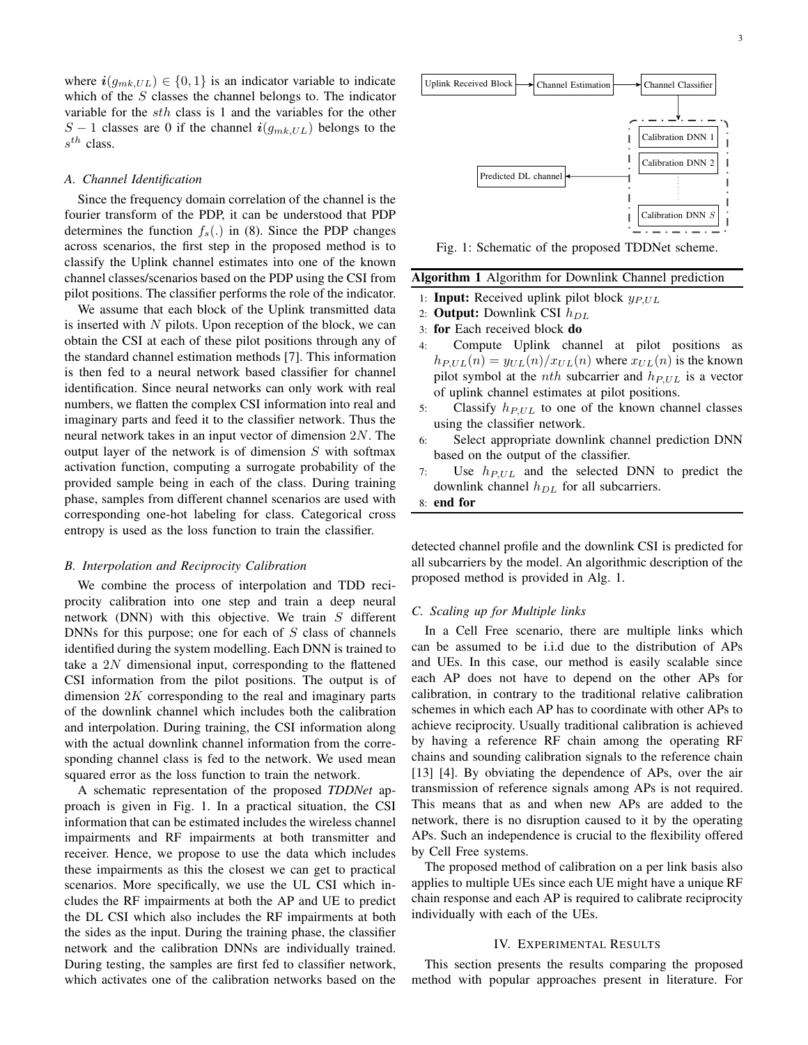where $\boldsymbol{i}(g_{mk,UL}) \in \{0,1\}$ is an indicator variable to indicate which of the $S$ classes the channel belongs to. The indicator variable for the $sth$ class is 1 and the variables for the other $S-1$ classes are 0 if the channel $\boldsymbol{i}(g_{mk,UL})$ belongs to the $s^{th}$ class.

### A. Channel Identification

Since the frequency domain correlation of the channel is the fourier transform of the PDP, it can be understood that PDP determines the function $f_s(.)$ in (8). Since the PDP changes across scenarios, the first step in the proposed method is to classify the Uplink channel estimates into one of the known channel classes/scenarios based on the PDP using the CSI from pilot positions. The classifier performs the role of the indicator.

We assume that each block of the Uplink transmitted data is inserted with $N$ pilots. Upon reception of the block, we can obtain the CSI at each of these pilot positions through any of the standard channel estimation methods [7]. This information is then fed to a neural network based classifier for channel identification. Since neural networks can only work with real numbers, we flatten the complex CSI information into real and imaginary parts and feed it to the classifier network. Thus the neural network takes in an input vector of dimension $2N$. The output layer of the network is of dimension $S$ with softmax activation function, computing a surrogate probability of the provided sample being in each of the class. During training phase, samples from different channel scenarios are used with corresponding one-hot labeling for class. Categorical cross entropy is used as the loss function to train the classifier.

### B. Interpolation and Reciprocity Calibration

We combine the process of interpolation and TDD reciprocity calibration into one step and train a deep neural network (DNN) with this objective. We train $S$ different DNNs for this purpose; one for each of $S$ class of channels identified during the system modelling. Each DNN is trained to take a $2N$ dimensional input, corresponding to the flattened CSI information from the pilot positions. The output is of dimension $2K$ corresponding to the real and imaginary parts of the downlink channel which includes both the calibration and interpolation. During training, the CSI information along with the actual downlink channel information from the corresponding channel class is fed to the network. We used mean squared error as the loss function to train the network.

A schematic representation of the proposed *TDDNet* approach is given in Fig. 1. In a practical situation, the CSI information that can be estimated includes the wireless channel impairments and RF impairments at both transmitter and receiver. Hence, we propose to use the data which includes these impairments as this the closest we can get to practical scenarios. More specifically, we use the UL CSI which includes the RF impairments at both the AP and UE to predict the DL CSI which also includes the RF impairments at both the sides as the input. During the training phase, the classifier network and the calibration DNNs are individually trained. During testing, the samples are first fed to classifier network, which activates one of the calibration networks based on the detected channel profile and the downlink CSI is predicted for all subcarriers by the model. An algorithmic description of the proposed method is provided in Alg. 1.

Uplink Received Block → Channel Estimation → Channel Classifier → [Calibration DNN 1, Calibration DNN 2, ..., Calibration DNN $S$] → Predicted DL channel

Fig. 1: Schematic of the proposed TDDNet scheme.

**Algorithm 1** Algorithm for Downlink Channel prediction

1: **Input:** Received uplink pilot block $y_{P,UL}$
2: **Output:** Downlink CSI $h_{DL}$
3: **for** Each received block **do**
4: Compute Uplink channel at pilot positions as $h_{P,UL}(n) = y_{UL}(n)/x_{UL}(n)$ where $x_{UL}(n)$ is the known pilot symbol at the $nth$ subcarrier and $h_{P,UL}$ is a vector of uplink channel estimates at pilot positions.
5: Classify $h_{P,UL}$ to one of the known channel classes using the classifier network.
6: Select appropriate downlink channel prediction DNN based on the output of the classifier.
7: Use $h_{P,UL}$ and the selected DNN to predict the downlink channel $h_{DL}$ for all subcarriers.
8: **end for**

### C. Scaling up for Multiple links

In a Cell Free scenario, there are multiple links which can be assumed to be i.i.d due to the distribution of APs and UEs. In this case, our method is easily scalable since each AP does not have to depend on the other APs for calibration, in contrary to the traditional relative calibration schemes in which each AP has to coordinate with other APs to achieve reciprocity. Usually traditional calibration is achieved by having a reference RF chain among the operating RF chains and sounding calibration signals to the reference chain [13] [4]. By obviating the dependence of APs, over the air transmission of reference signals among APs is not required. This means that as and when new APs are added to the network, there is no disruption caused to it by the operating APs. Such an independence is crucial to the flexibility offered by Cell Free systems.

The proposed method of calibration on a per link basis also applies to multiple UEs since each UE might have a unique RF chain response and each AP is required to calibrate reciprocity individually with each of the UEs.

## IV. Experimental Results

This section presents the results comparing the proposed method with popular approaches present in literature. For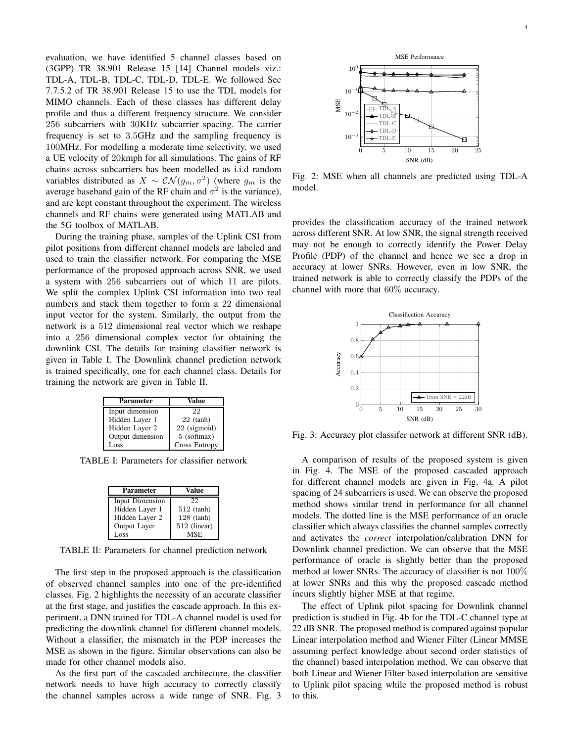evaluation, we have identified 5 channel classes based on (3GPP) TR 38.901 Release 15 [14] Channel models viz.: TDL-A, TDL-B, TDL-C, TDL-D, TDL-E. We followed Sec 7.7.5.2 of TR 38.901 Release 15 to use the TDL models for MIMO channels. Each of these classes has different delay profile and thus a different frequency structure. We consider 256 subcarriers with 30KHz subcarrier spacing. The carrier frequency is set to 3.5GHz and the sampling frequency is 100MHz. For modelling a moderate time selectivity, we used a UE velocity of 20kmph for all simulations. The gains of RF chains across subcarriers has been modelled as i.i.d random variables distributed as $X \sim \mathcal{CN}(g_m, \sigma^2)$ (where $g_m$ is the average baseband gain of the RF chain and $\sigma^2$ is the variance), and are kept constant throughout the experiment. The wireless channels and RF chains were generated using MATLAB and the 5G toolbox of MATLAB.

During the training phase, samples of the Uplink CSI from pilot positions from different channel models are labeled and used to train the classifier network. For comparing the MSE performance of the proposed approach across SNR, we used a system with 256 subcarriers out of which 11 are pilots. We split the complex Uplink CSI information into two real numbers and stack them together to form a 22 dimensional input vector for the system. Similarly, the output from the network is a 512 dimensional real vector which we reshape into a 256 dimensional complex vector for obtaining the downlink CSI. The details for training classifier network is given in Table I. The Downlink channel prediction network is trained specifically, one for each channel class. Details for training the network are given in Table II.

| Parameter | Value |
|---|---|
| Input dimension | 22 |
| Hidden Layer 1 | 22 (tanh) |
| Hidden Layer 2 | 22 (sigmoid) |
| Output dimension | 5 (softmax) |
| Loss | Cross Entropy |

TABLE I: Parameters for classifier network

| Parameter | Value |
|---|---|
| Input Dimension | 22 |
| Hidden Layer 1 | 512 (tanh) |
| Hidden Layer 2 | 128 (tanh) |
| Output Layer | 512 (linear) |
| Loss | MSE |

TABLE II: Parameters for channel prediction network

The first step in the proposed approach is the classification of observed channel samples into one of the pre-identified classes. Fig. 2 highlights the necessity of an accurate classifier at the first stage, and justifies the cascade approach. In this experiment, a DNN trained for TDL-A channel model is used for predicting the downlink channel for different channel models. Without a classifier, the mismatch in the PDP increases the MSE as shown in the figure. Similar observations can also be made for other channel models also.

As the first part of the cascaded architecture, the classifier network needs to have high accuracy to correctly classify the channel samples across a wide range of SNR. Fig. 3 provides the classification accuracy of the trained network across different SNR. At low SNR, the signal strength received may not be enough to correctly identify the Power Delay Profile (PDP) of the channel and hence we see a drop in accuracy at lower SNRs. However, even in low SNR, the trained network is able to correctly classify the PDPs of the channel with more that 60% accuracy.

Fig. 2: MSE when all channels are predicted using TDL-A model.

Fig. 3: Accuracy plot classifer network at different SNR (dB).

A comparison of results of the proposed system is given in Fig. 4. The MSE of the proposed cascaded approach for different channel models are given in Fig. 4a. A pilot spacing of 24 subcarriers is used. We can observe the proposed method shows similar trend in performance for all channel models. The dotted line is the MSE performance of an oracle classifier which always classifies the channel samples correctly and activates the *correct* interpolation/calibration DNN for Downlink channel prediction. We can observe that the MSE performance of oracle is slightly better than the proposed method at lower SNRs. The accuracy of classifier is not 100% at lower SNRs and this why the proposed cascade method incurs slightly higher MSE at that regime.

The effect of Uplink pilot spacing for Downlink channel prediction is studied in Fig. 4b for the TDL-C channel type at 22 dB SNR. The proposed method is compared against popular Linear interpolation method and Wiener Filter (Linear MMSE assuming perfect knowledge about second order statistics of the channel) based interpolation method. We can observe that both Linear and Wiener Filter based interpolation are sensitive to Uplink pilot spacing while the proposed method is robust to this.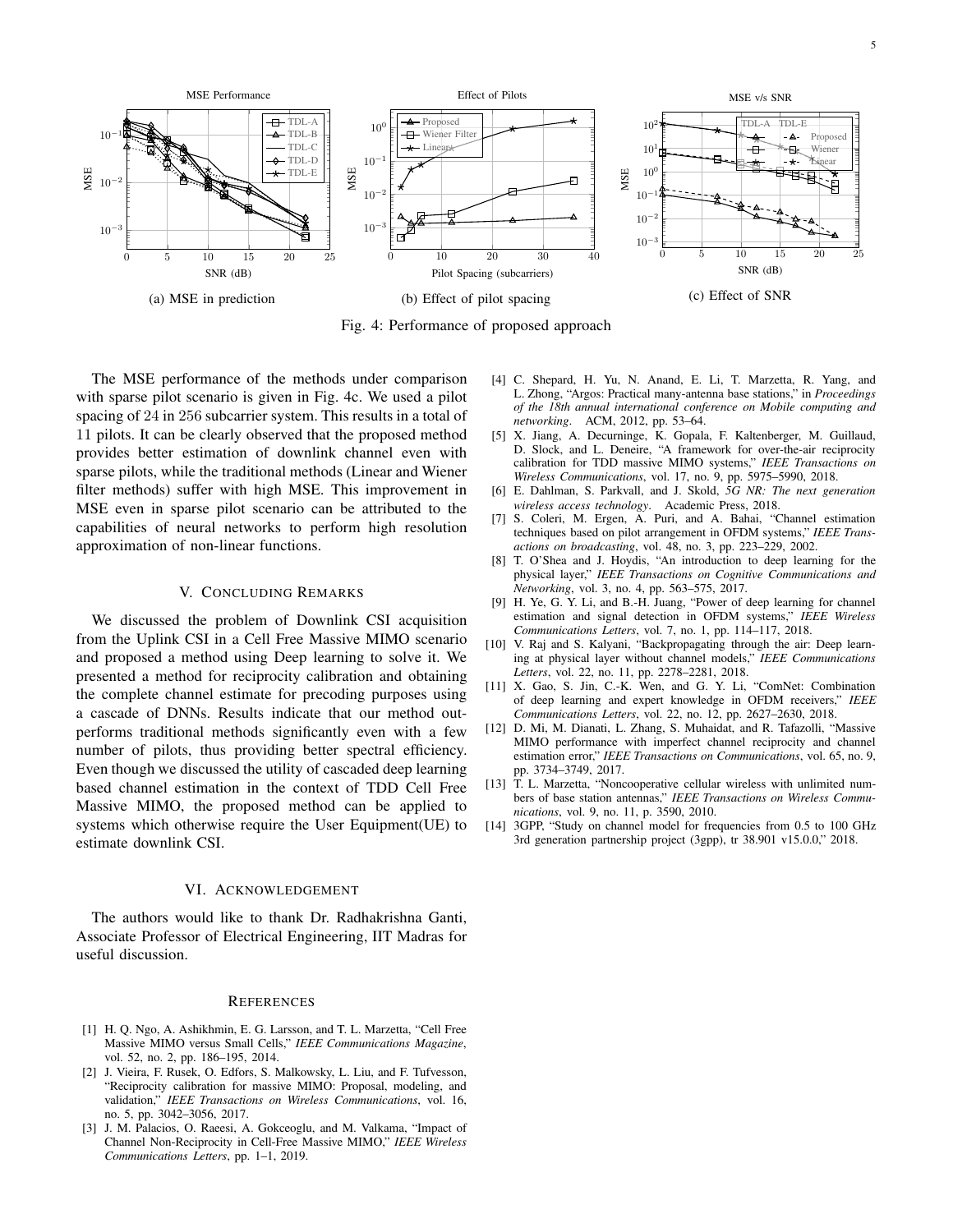MSE Performance

MSE

$10^{-1}$

$10^{-2}$

$10^{-3}$

0 5 10 15 20 25

SNR (dB)

TDL-A
TDL-B
TDL-C
TDL-D
TDL-E

(a) MSE in prediction

Effect of Pilots

MSE

$10^{0}$

$10^{-1}$

$10^{-2}$

$10^{-3}$

0 10 20 30 40

Pilot Spacing (subcarriers)

Proposed
Wiener Filter
Linear

(b) Effect of pilot spacing

MSE v/s SNR

MSE

$10^{2}$

$10^{1}$

$10^{0}$

$10^{-1}$

$10^{-2}$

$10^{-3}$

0 5 10 15 20 25

SNR (dB)

TDL-A TDL-E
Proposed
Wiener
Linear

(c) Effect of SNR

Fig. 4: Performance of proposed approach

The MSE performance of the methods under comparison with sparse pilot scenario is given in Fig. 4c. We used a pilot spacing of 24 in 256 subcarrier system. This results in a total of 11 pilots. It can be clearly observed that the proposed method provides better estimation of downlink channel even with sparse pilots, while the traditional methods (Linear and Wiener filter methods) suffer with high MSE. This improvement in MSE even in sparse pilot scenario can be attributed to the capabilities of neural networks to perform high resolution approximation of non-linear functions.

## V. Concluding Remarks

We discussed the problem of Downlink CSI acquisition from the Uplink CSI in a Cell Free Massive MIMO scenario and proposed a method using Deep learning to solve it. We presented a method for reciprocity calibration and obtaining the complete channel estimate for precoding purposes using a cascade of DNNs. Results indicate that our method outperforms traditional methods significantly even with a few number of pilots, thus providing better spectral efficiency. Even though we discussed the utility of cascaded deep learning based channel estimation in the context of TDD Cell Free Massive MIMO, the proposed method can be applied to systems which otherwise require the User Equipment(UE) to estimate downlink CSI.

## VI. Acknowledgement

The authors would like to thank Dr. Radhakrishna Ganti, Associate Professor of Electrical Engineering, IIT Madras for useful discussion.

## References

[1] H. Q. Ngo, A. Ashikhmin, E. G. Larsson, and T. L. Marzetta, "Cell Free Massive MIMO versus Small Cells," *IEEE Communications Magazine*, vol. 52, no. 2, pp. 186–195, 2014.

[2] J. Vieira, F. Rusek, O. Edfors, S. Malkowsky, L. Liu, and F. Tufvesson, "Reciprocity calibration for massive MIMO: Proposal, modeling, and validation," *IEEE Transactions on Wireless Communications*, vol. 16, no. 5, pp. 3042–3056, 2017.

[3] J. M. Palacios, O. Raeesi, A. Gokceoglu, and M. Valkama, "Impact of Channel Non-Reciprocity in Cell-Free Massive MIMO," *IEEE Wireless Communications Letters*, pp. 1–1, 2019.

[4] C. Shepard, H. Yu, N. Anand, E. Li, T. Marzetta, R. Yang, and L. Zhong, "Argos: Practical many-antenna base stations," in *Proceedings of the 18th annual international conference on Mobile computing and networking*. ACM, 2012, pp. 53–64.

[5] X. Jiang, A. Decurninge, K. Gopala, F. Kaltenberger, M. Guillaud, D. Slock, and L. Deneire, "A framework for over-the-air reciprocity calibration for TDD massive MIMO systems," *IEEE Transactions on Wireless Communications*, vol. 17, no. 9, pp. 5975–5990, 2018.

[6] E. Dahlman, S. Parkvall, and J. Skold, *5G NR: The next generation wireless access technology*. Academic Press, 2018.

[7] S. Coleri, M. Ergen, A. Puri, and A. Bahai, "Channel estimation techniques based on pilot arrangement in OFDM systems," *IEEE Transactions on broadcasting*, vol. 48, no. 3, pp. 223–229, 2002.

[8] T. O'Shea and J. Hoydis, "An introduction to deep learning for the physical layer," *IEEE Transactions on Cognitive Communications and Networking*, vol. 3, no. 4, pp. 563–575, 2017.

[9] H. Ye, G. Y. Li, and B.-H. Juang, "Power of deep learning for channel estimation and signal detection in OFDM systems," *IEEE Wireless Communications Letters*, vol. 7, no. 1, pp. 114–117, 2018.

[10] V. Raj and S. Kalyani, "Backpropagating through the air: Deep learning at physical layer without channel models," *IEEE Communications Letters*, vol. 22, no. 11, pp. 2278–2281, 2018.

[11] X. Gao, S. Jin, C.-K. Wen, and G. Y. Li, "ComNet: Combination of deep learning and expert knowledge in OFDM receivers," *IEEE Communications Letters*, vol. 22, no. 12, pp. 2627–2630, 2018.

[12] D. Mi, M. Dianati, L. Zhang, S. Muhaidat, and R. Tafazolli, "Massive MIMO performance with imperfect channel reciprocity and channel estimation error," *IEEE Transactions on Communications*, vol. 65, no. 9, pp. 3734–3749, 2017.

[13] T. L. Marzetta, "Noncooperative cellular wireless with unlimited numbers of base station antennas," *IEEE Transactions on Wireless Communications*, vol. 9, no. 11, p. 3590, 2010.

[14] 3GPP, "Study on channel model for frequencies from 0.5 to 100 GHz 3rd generation partnership project (3gpp), tr 38.901 v15.0.0," 2018.